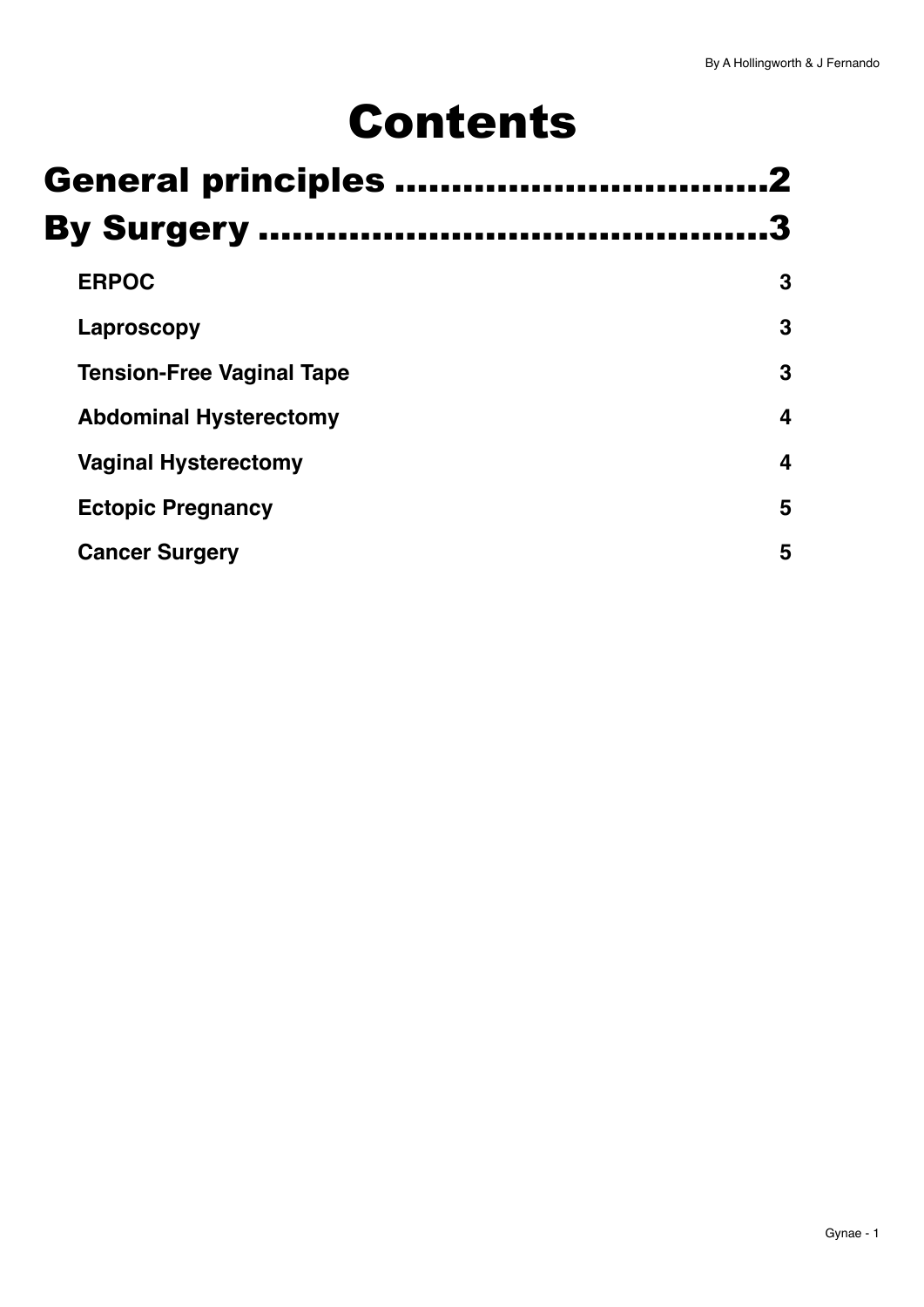# Contents

## General principles ..................................2

## By Surgery ..............................................3

**ERPOC** 3

**Laproscopy** 3

**Tension-Free Vaginal Tape** 3

**Abdominal Hysterectomy** 4

**Vaginal Hysterectomy** 4

**Ectopic Pregnancy** 5

**Cancer Surgery** 5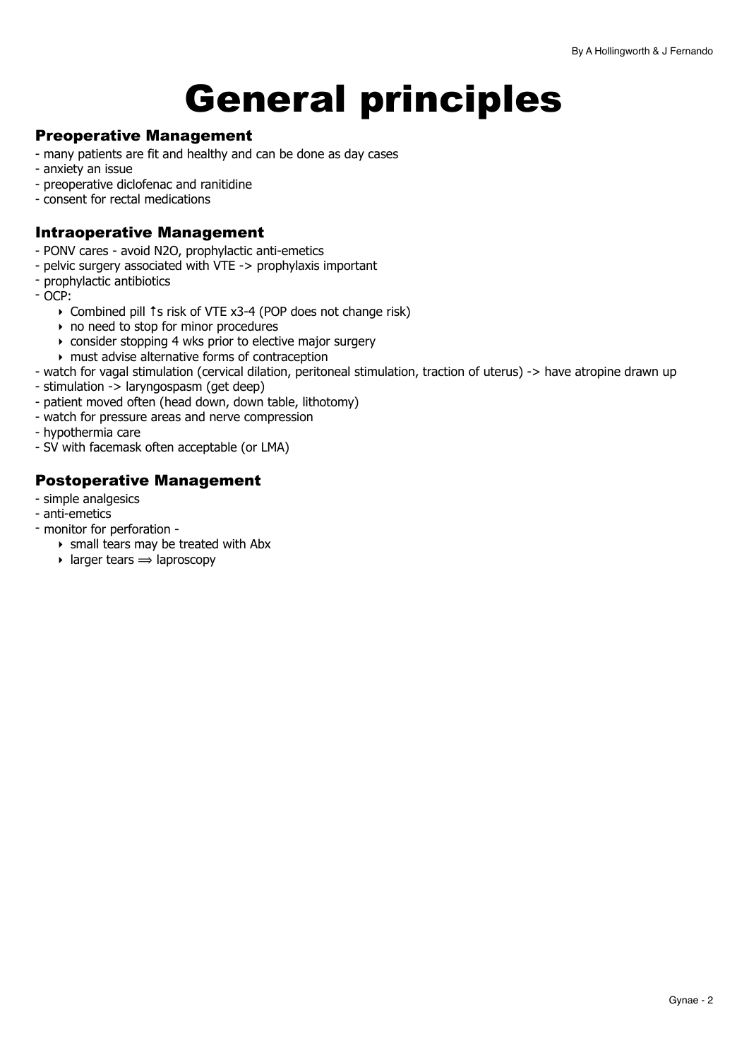# General principles

### Preoperative Management

- many patients are fit and healthy and can be done as day cases
- anxiety an issue
- preoperative diclofenac and ranitidine
- consent for rectal medications

### Intraoperative Management

- PONV cares - avoid N2O, prophylactic anti-emetics
- pelvic surgery associated with VTE -> prophylaxis important
- prophylactic antibiotics
- OCP:
    - Combined pill ↑s risk of VTE x3-4 (POP does not change risk)
    - no need to stop for minor procedures
    - consider stopping 4 wks prior to elective major surgery
    - must advise alternative forms of contraception
- watch for vagal stimulation (cervical dilation, peritoneal stimulation, traction of uterus) -> have atropine drawn up
- stimulation -> laryngospasm (get deep)
- patient moved often (head down, down table, lithotomy)
- watch for pressure areas and nerve compression
- hypothermia care
- SV with facemask often acceptable (or LMA)

### Postoperative Management

- simple analgesics
- anti-emetics
- monitor for perforation -
    - small tears may be treated with Abx
    - larger tears ⟹ laproscopy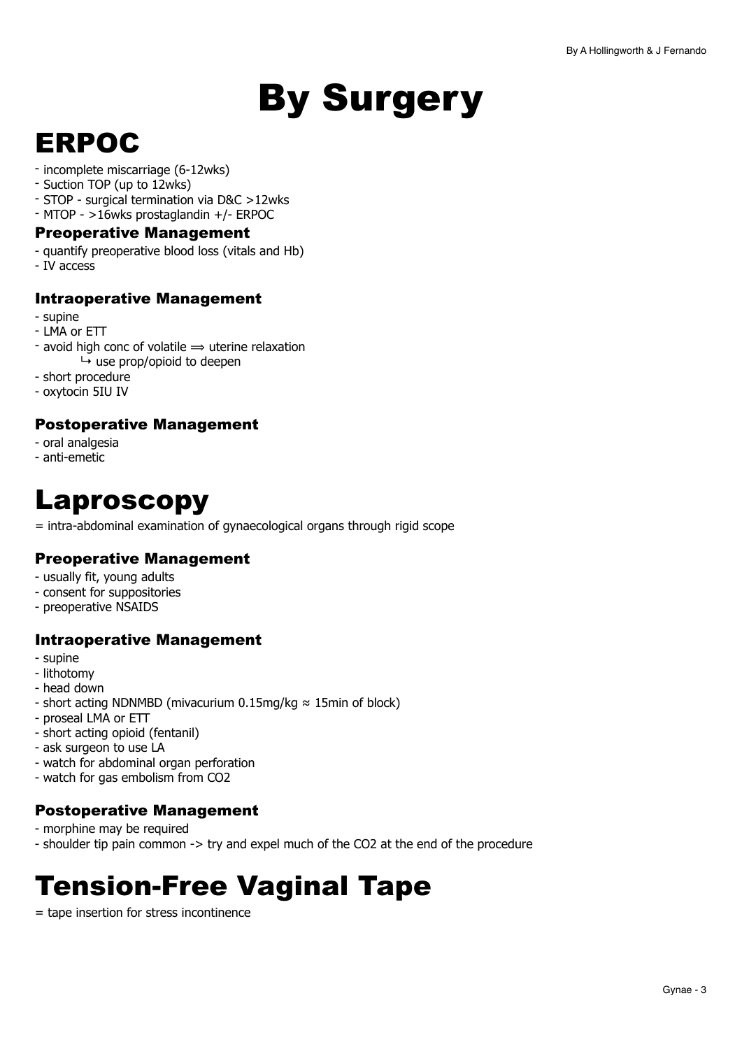# By Surgery

## ERPOC

- incomplete miscarriage (6-12wks)
- Suction TOP (up to 12wks)
- STOP - surgical termination via D&C >12wks
- MTOP - >16wks prostaglandin +/- ERPOC

### Preoperative Management

- quantify preoperative blood loss (vitals and Hb)
- IV access

### Intraoperative Management

- supine
- LMA or ETT
- avoid high conc of volatile ⟹ uterine relaxation
  - ↳ use prop/opioid to deepen
- short procedure
- oxytocin 5IU IV

### Postoperative Management

- oral analgesia
- anti-emetic

## Laproscopy

= intra-abdominal examination of gynaecological organs through rigid scope

### Preoperative Management

- usually fit, young adults
- consent for suppositories
- preoperative NSAIDS

### Intraoperative Management

- supine
- lithotomy
- head down
- short acting NDNMBD (mivacurium 0.15mg/kg ≈ 15min of block)
- proseal LMA or ETT
- short acting opioid (fentanil)
- ask surgeon to use LA
- watch for abdominal organ perforation
- watch for gas embolism from $CO_2$

### Postoperative Management

- morphine may be required
- shoulder tip pain common -> try and expel much of the $CO_2$ at the end of the procedure

## Tension-Free Vaginal Tape

= tape insertion for stress incontinence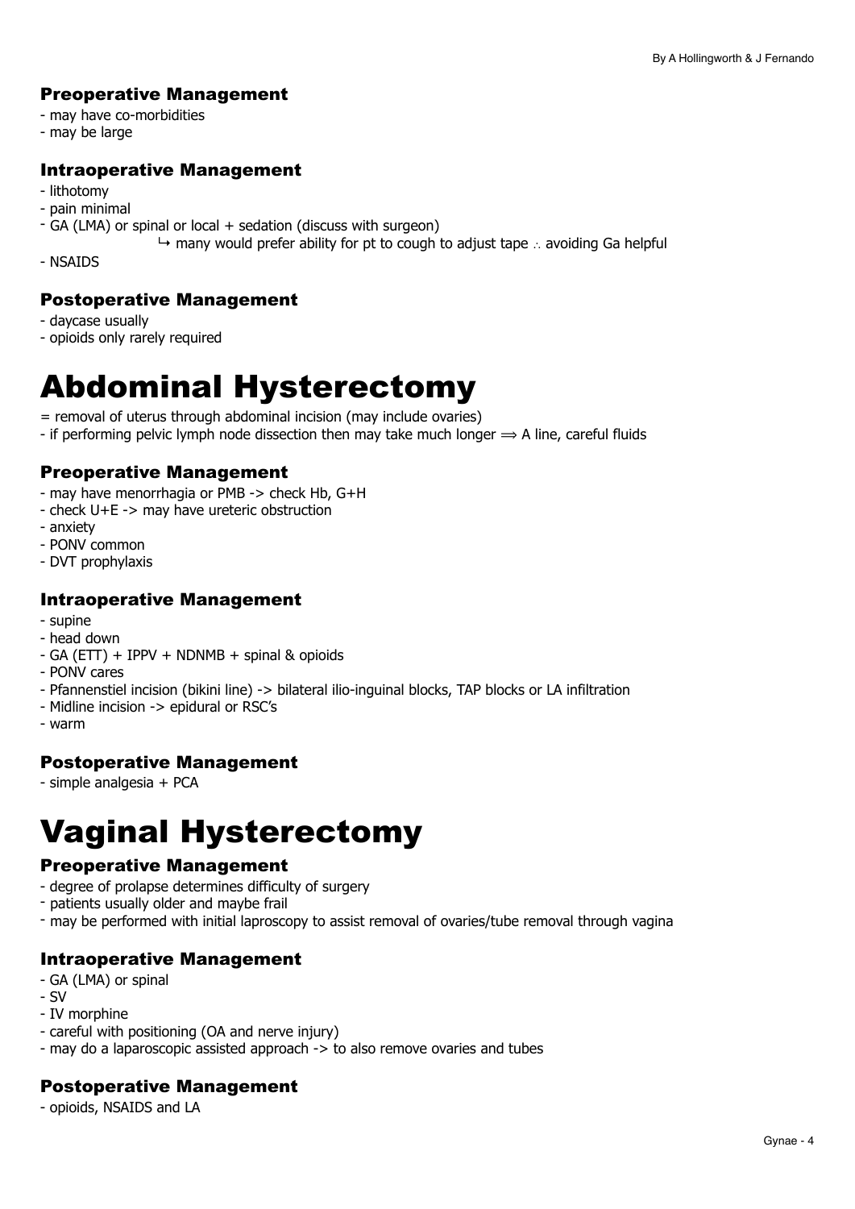### Preoperative Management

- may have co-morbidities
- may be large

### Intraoperative Management

- lithotomy
- pain minimal
- GA (LMA) or spinal or local + sedation (discuss with surgeon)
    - ↳ many would prefer ability for pt to cough to adjust tape ∴ avoiding Ga helpful
- NSAIDS

### Postoperative Management

- daycase usually
- opioids only rarely required

# Abdominal Hysterectomy

= removal of uterus through abdominal incision (may include ovaries)

- if performing pelvic lymph node dissection then may take much longer ⟹ A line, careful fluids

### Preoperative Management

- may have menorrhagia or PMB -> check Hb, G+H
- check U+E -> may have ureteric obstruction
- anxiety
- PONV common
- DVT prophylaxis

### Intraoperative Management

- supine
- head down
- GA (ETT) + IPPV + NDNMB + spinal & opioids
- PONV cares
- Pfannenstiel incision (bikini line) -> bilateral ilio-inguinal blocks, TAP blocks or LA infiltration
- Midline incision -> epidural or RSC's
- warm

### Postoperative Management

- simple analgesia + PCA

# Vaginal Hysterectomy

### Preoperative Management

- degree of prolapse determines difficulty of surgery
- patients usually older and maybe frail
- may be performed with initial laproscopy to assist removal of ovaries/tube removal through vagina

### Intraoperative Management

- GA (LMA) or spinal
- SV
- IV morphine
- careful with positioning (OA and nerve injury)
- may do a laparoscopic assisted approach -> to also remove ovaries and tubes

### Postoperative Management

- opioids, NSAIDS and LA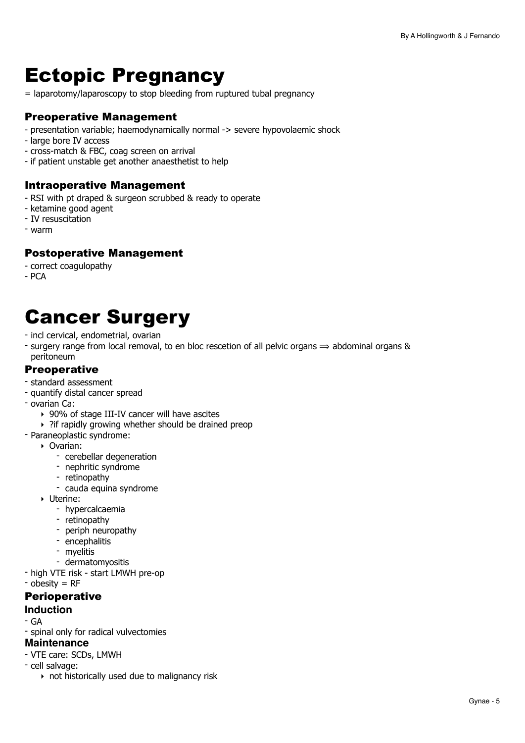# Ectopic Pregnancy

= laparotomy/laparoscopy to stop bleeding from ruptured tubal pregnancy

### Preoperative Management

- presentation variable; haemodynamically normal -> severe hypovolaemic shock
- large bore IV access
- cross-match & FBC, coag screen on arrival
- if patient unstable get another anaesthetist to help

### Intraoperative Management

- RSI with pt draped & surgeon scrubbed & ready to operate
- ketamine good agent
- IV resuscitation
- warm

### Postoperative Management

- correct coagulopathy
- PCA

# Cancer Surgery

- incl cervical, endometrial, ovarian
- surgery range from local removal, to en bloc rescetion of all pelvic organs ⟹ abdominal organs & peritoneum

### Preoperative

- standard assessment
- quantify distal cancer spread
- ovarian Ca:
  - 90% of stage III-IV cancer will have ascites
  - ?if rapidly growing whether should be drained preop
- Paraneoplastic syndrome:
  - Ovarian:
    - cerebellar degeneration
    - nephritic syndrome
    - retinopathy
    - cauda equina syndrome
  - Uterine:
    - hypercalcaemia
    - retinopathy
    - periph neuropathy
    - encephalitis
    - myelitis
    - dermatomyositis
- high VTE risk - start LMWH pre-op
- obesity = RF

### Perioperative

#### Induction

- GA
- spinal only for radical vulvectomies

#### Maintenance

- VTE care: SCDs, LMWH
- cell salvage:
  - not historically used due to malignancy risk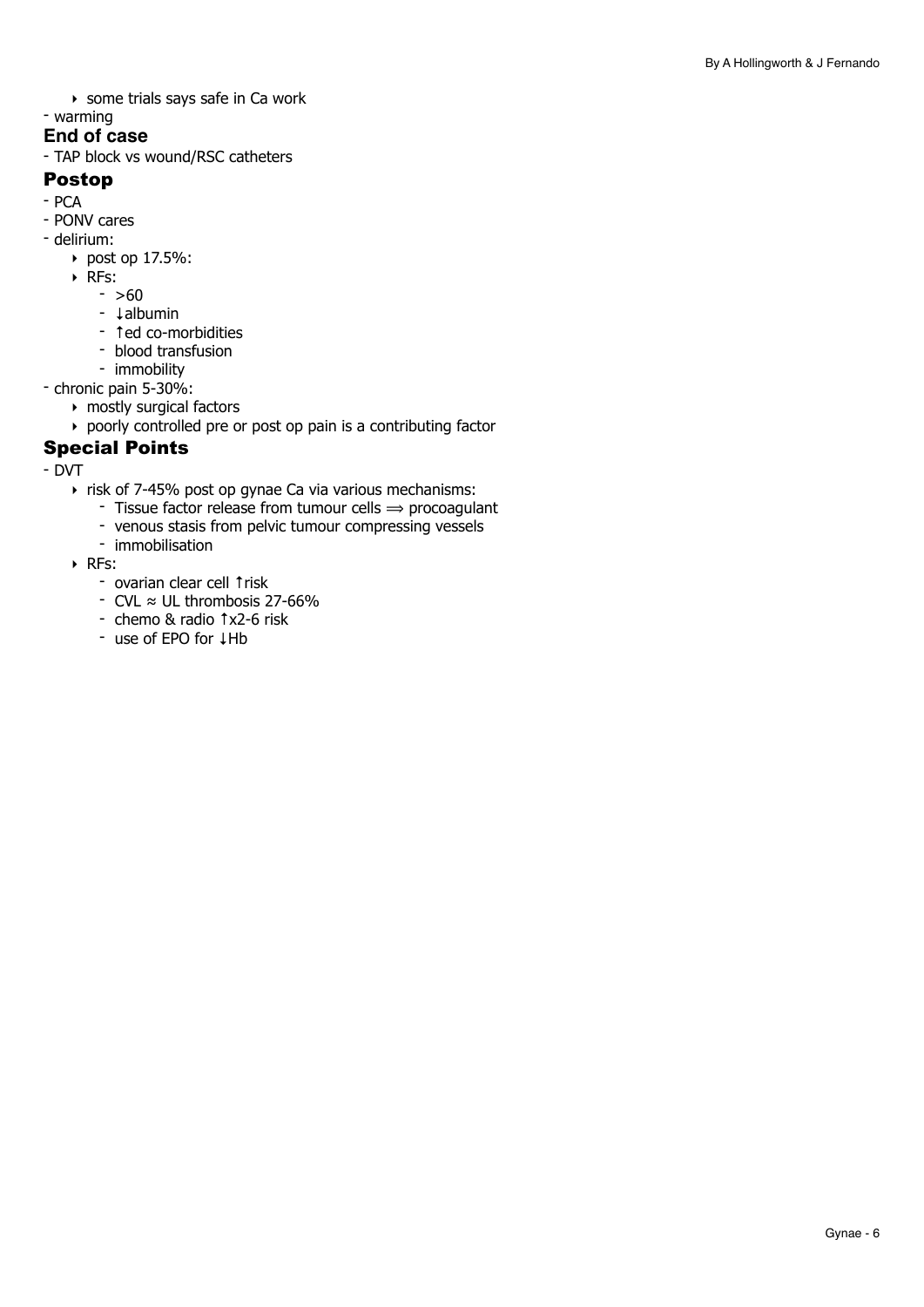- some trials says safe in Ca work
- warming

### End of case

- TAP block vs wound/RSC catheters

## Postop

- PCA
- PONV cares
- delirium:
  - post op 17.5%:
  - RFs:
    - >60
    - ↓albumin
    - ↑ed co-morbidities
    - blood transfusion
    - immobility
- chronic pain 5-30%:
  - mostly surgical factors
  - poorly controlled pre or post op pain is a contributing factor

## Special Points

- DVT
  - risk of 7-45% post op gynae Ca via various mechanisms:
    - Tissue factor release from tumour cells ⟹ procoagulant
    - venous stasis from pelvic tumour compressing vessels
    - immobilisation
  - RFs:
    - ovarian clear cell ↑risk
    - CVL ≈ UL thrombosis 27-66%
    - chemo & radio ↑x2-6 risk
    - use of EPO for ↓Hb